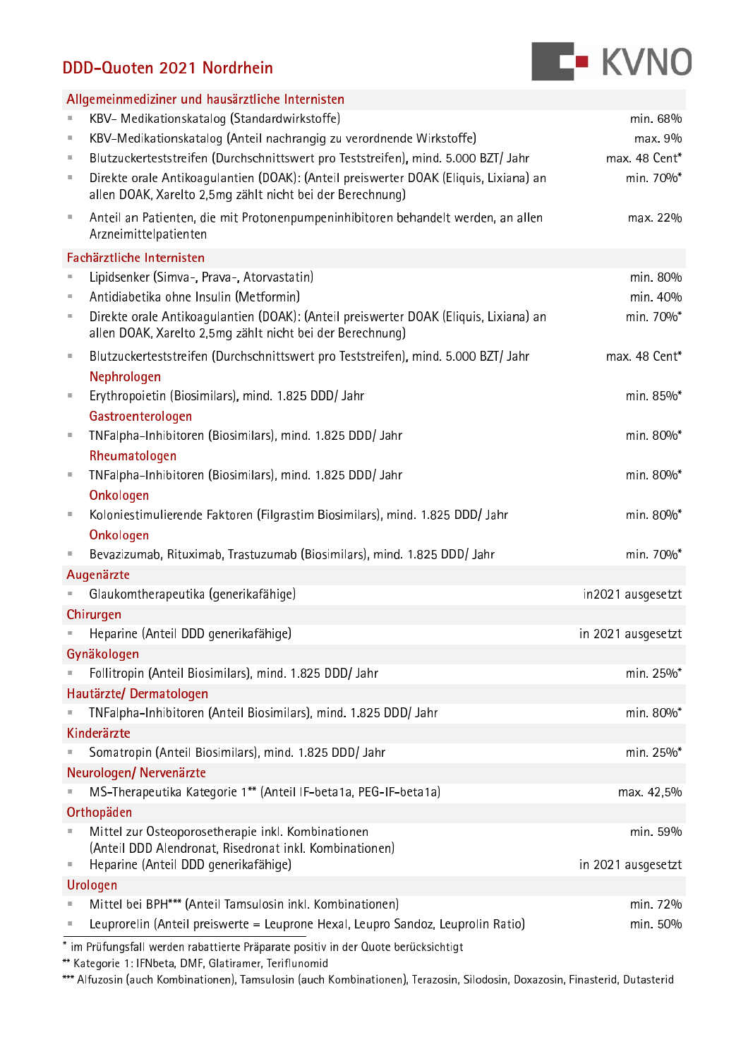# DDD-Quoten 2021 Nordrhein

KVNO

| Allgemeinmediziner und hausärztliche Internisten | |
|---|---|
| KBV- Medikationskatalog (Standardwirkstoffe) | min. 68% |
| KBV-Medikationskatalog (Anteil nachrangig zu verordnende Wirkstoffe) | max. 9% |
| Blutzuckerteststreifen (Durchschnittswert pro Teststreifen), mind. 5.000 BZT/ Jahr | max. 48 Cent* |
| Direkte orale Antikoagulantien (DOAK): (Anteil preiswerter DOAK (Eliquis, Lixiana) an allen DOAK, Xarelto 2,5mg zählt nicht bei der Berechnung) | min. 70%* |
| Anteil an Patienten, die mit Protonenpumpeninhibitoren behandelt werden, an allen Arzneimittelpatienten | max. 22% |
| **Fachärztliche Internisten** | |
| Lipidsenker (Simva-, Prava-, Atorvastatin) | min. 80% |
| Antidiabetika ohne Insulin (Metformin) | min. 40% |
| Direkte orale Antikoagulantien (DOAK): (Anteil preiswerter DOAK (Eliquis, Lixiana) an allen DOAK, Xarelto 2,5mg zählt nicht bei der Berechnung) | min. 70%* |
| Blutzuckerteststreifen (Durchschnittswert pro Teststreifen), mind. 5.000 BZT/ Jahr | max. 48 Cent* |
| *Nephrologen* | |
| Erythropoietin (Biosimilars), mind. 1.825 DDD/ Jahr | min. 85%* |
| *Gastroenterologen* | |
| TNFalpha-Inhibitoren (Biosimilars), mind. 1.825 DDD/ Jahr | min. 80%* |
| *Rheumatologen* | |
| TNFalpha-Inhibitoren (Biosimilars), mind. 1.825 DDD/ Jahr | min. 80%* |
| *Onkologen* | |
| Koloniestimulierende Faktoren (Filgrastim Biosimilars), mind. 1.825 DDD/ Jahr | min. 80%* |
| *Onkologen* | |
| Bevazizumab, Rituximab, Trastuzumab (Biosimilars), mind. 1.825 DDD/ Jahr | min. 70%* |
| **Augenärzte** | |
| Glaukomtherapeutika (generikafähige) | in2021 ausgesetzt |
| **Chirurgen** | |
| Heparine (Anteil DDD generikafähige) | in 2021 ausgesetzt |
| **Gynäkologen** | |
| Follitropin (Anteil Biosimilars), mind. 1.825 DDD/ Jahr | min. 25%* |
| **Hautärzte/ Dermatologen** | |
| TNFalpha-Inhibitoren (Anteil Biosimilars), mind. 1.825 DDD/ Jahr | min. 80%* |
| **Kinderärzte** | |
| Somatropin (Anteil Biosimilars), mind. 1.825 DDD/ Jahr | min. 25%* |
| **Neurologen/ Nervenärzte** | |
| MS-Therapeutika Kategorie 1** (Anteil IF-beta1a, PEG-IF-beta1a) | max. 42,5% |
| **Orthopäden** | |
| Mittel zur Osteoporosetherapie inkl. Kombinationen (Anteil DDD Alendronat, Risedronat inkl. Kombinationen) | min. 59% |
| Heparine (Anteil DDD generikafähige) | in 2021 ausgesetzt |
| **Urologen** | |
| Mittel bei BPH*** (Anteil Tamsulosin inkl. Kombinationen) | min. 72% |
| Leuprorelin (Anteil preiswerte = Leuprone Hexal, Leupro Sandoz, Leuprolin Ratio) | min. 50% |

\* im Prüfungsfall werden rabattierte Präparate positiv in der Quote berücksichtigt

** Kategorie 1: IFNbeta, DMF, Glatiramer, Teriflunomid

*** Alfuzosin (auch Kombinationen), Tamsulosin (auch Kombinationen), Terazosin, Silodosin, Doxazosin, Finasterid, Dutasterid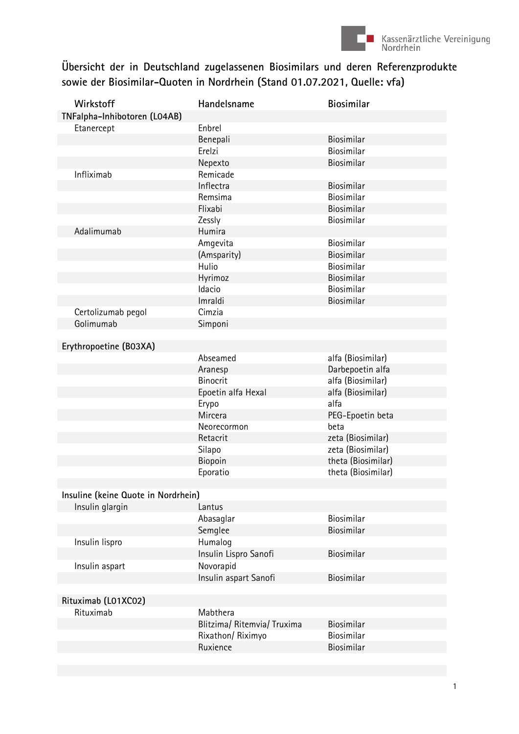# Übersicht der in Deutschland zugelassenen Biosimilars und deren Referenzprodukte sowie der Biosimilar-Quoten in Nordrhein (Stand 01.07.2021, Quelle: vfa)

| Wirkstoff | Handelsname | Biosimilar |
|---|---|---|
| **TNFalpha-Inhibotoren (L04AB)** | | |
| Etanercept | Enbrel | |
| | Benepali | Biosimilar |
| | Erelzi | Biosimilar |
| | Nepexto | Biosimilar |
| Infliximab | Remicade | |
| | Inflectra | Biosimilar |
| | Remsima | Biosimilar |
| | Flixabi | Biosimilar |
| | Zessly | Biosimilar |
| Adalimumab | Humira | |
| | Amgevita | Biosimilar |
| | (Amsparity) | Biosimilar |
| | Hulio | Biosimilar |
| | Hyrimoz | Biosimilar |
| | Idacio | Biosimilar |
| | Imraldi | Biosimilar |
| Certolizumab pegol | Cimzia | |
| Golimumab | Simponi | |
| | | |
| **Erythropoetine (B03XA)** | | |
| | Abseamed | alfa (Biosimilar) |
| | Aranesp | Darbepoetin alfa |
| | Binocrit | alfa (Biosimilar) |
| | Epoetin alfa Hexal | alfa (Biosimilar) |
| | Erypo | alfa |
| | Mircera | PEG-Epoetin beta |
| | Neorecormon | beta |
| | Retacrit | zeta (Biosimilar) |
| | Silapo | zeta (Biosimilar) |
| | Biopoin | theta (Biosimilar) |
| | Eporatio | theta (Biosimilar) |
| | | |
| **Insuline (keine Quote in Nordrhein)** | | |
| Insulin glargin | Lantus | |
| | Abasaglar | Biosimilar |
| | Semglee | Biosimilar |
| Insulin lispro | Humalog | |
| | Insulin Lispro Sanofi | Biosimilar |
| Insulin aspart | Novorapid | |
| | Insulin aspart Sanofi | Biosimilar |
| | | |
| **Rituximab (L01XC02)** | | |
| Rituximab | Mabthera | |
| | Blitzima/ Ritemvia/ Truxima | Biosimilar |
| | Rixathon/ Riximyo | Biosimilar |
| | Ruxience | Biosimilar |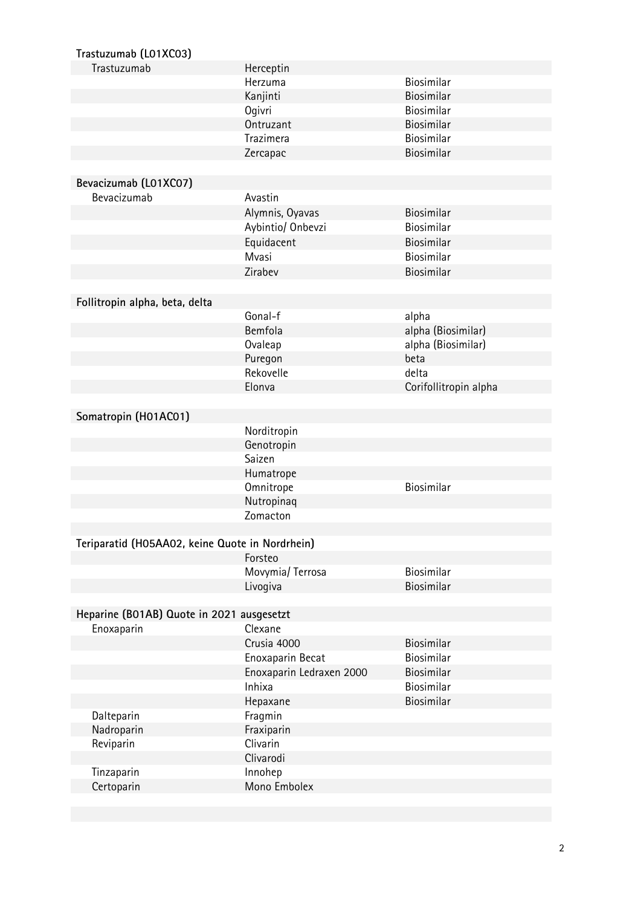| **Trastuzumab (L01XC03)** | | |
|---|---|---|
| Trastuzumab | Herceptin | |
| | Herzuma | Biosimilar |
| | Kanjinti | Biosimilar |
| | Ogivri | Biosimilar |
| | Ontruzant | Biosimilar |
| | Trazimera | Biosimilar |
| | Zercapac | Biosimilar |

| **Bevacizumab (L01XC07)** | | |
|---|---|---|
| Bevacizumab | Avastin | |
| | Alymnis, Oyavas | Biosimilar |
| | Aybintio/ Onbevzi | Biosimilar |
| | Equidacent | Biosimilar |
| | Mvasi | Biosimilar |
| | Zirabev | Biosimilar |

| **Follitropin alpha, beta, delta** | | |
|---|---|---|
| | Gonal-f | alpha |
| | Bemfola | alpha (Biosimilar) |
| | Ovaleap | alpha (Biosimilar) |
| | Puregon | beta |
| | Rekovelle | delta |
| | Elonva | Corifollitropin alpha |

| **Somatropin (H01AC01)** | | |
|---|---|---|
| | Norditropin | |
| | Genotropin | |
| | Saizen | |
| | Humatrope | |
| | Omnitrope | Biosimilar |
| | Nutropinaq | |
| | Zomacton | |

| **Teriparatid (H05AA02, keine Quote in Nordrhein)** | | |
|---|---|---|
| | Forsteo | |
| | Movymia/ Terrosa | Biosimilar |
| | Livogiva | Biosimilar |

| **Heparine (B01AB) Quote in 2021 ausgesetzt** | | |
|---|---|---|
| Enoxaparin | Clexane | |
| | Crusia 4000 | Biosimilar |
| | Enoxaparin Becat | Biosimilar |
| | Enoxaparin Ledraxen 2000 | Biosimilar |
| | Inhixa | Biosimilar |
| | Hepaxane | Biosimilar |
| Dalteparin | Fragmin | |
| Nadroparin | Fraxiparin | |
| Reviparin | Clivarin | |
| | Clivarodi | |
| Tinzaparin | Innohep | |
| Certoparin | Mono Embolex | |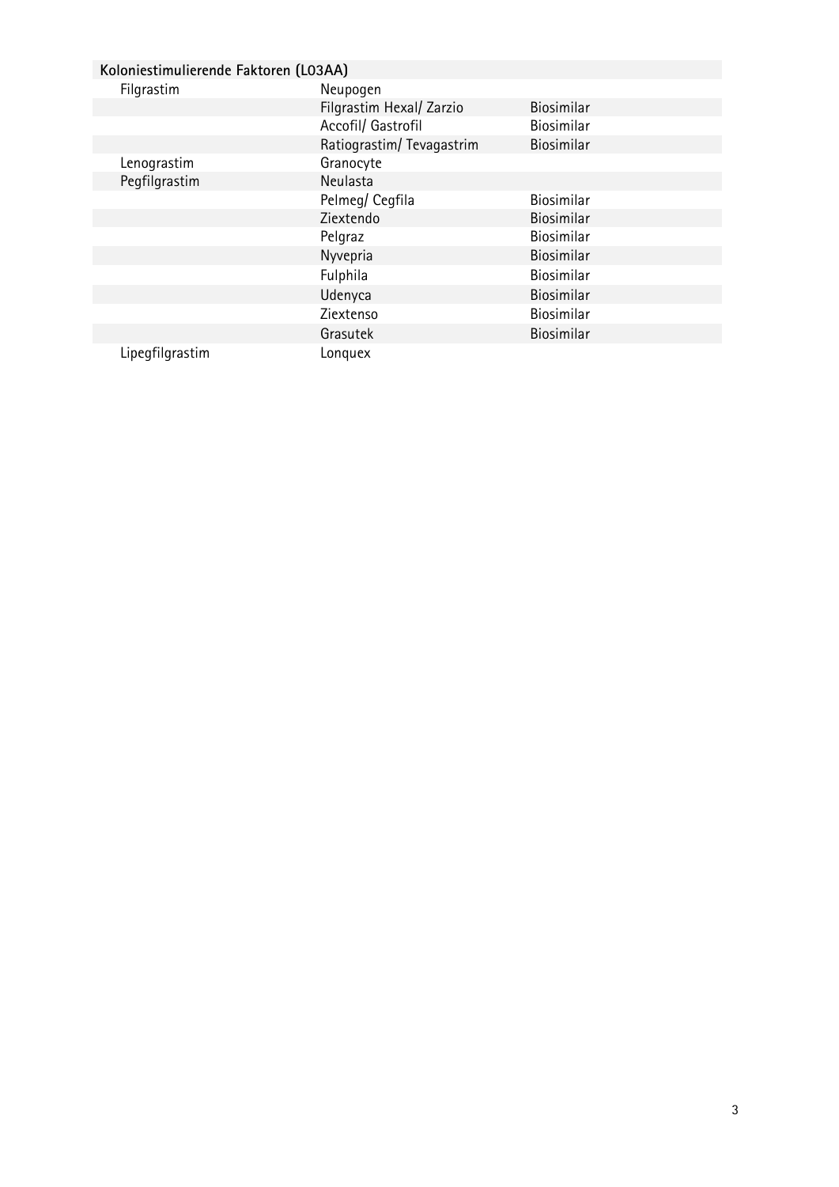| | | |
|---|---|---|
| **Koloniestimulierende Faktoren (L03AA)** | | |
| Filgrastim | Neupogen | |
| | Filgrastim Hexal/ Zarzio | Biosimilar |
| | Accofil/ Gastrofil | Biosimilar |
| | Ratiograstim/ Tevagastrim | Biosimilar |
| Lenograstim | Granocyte | |
| Pegfilgrastim | Neulasta | |
| | Pelmeg/ Cegfila | Biosimilar |
| | Ziextendo | Biosimilar |
| | Pelgraz | Biosimilar |
| | Nyvepria | Biosimilar |
| | Fulphila | Biosimilar |
| | Udenyca | Biosimilar |
| | Ziextenso | Biosimilar |
| | Grasutek | Biosimilar |
| Lipegfilgrastim | Lonquex | |